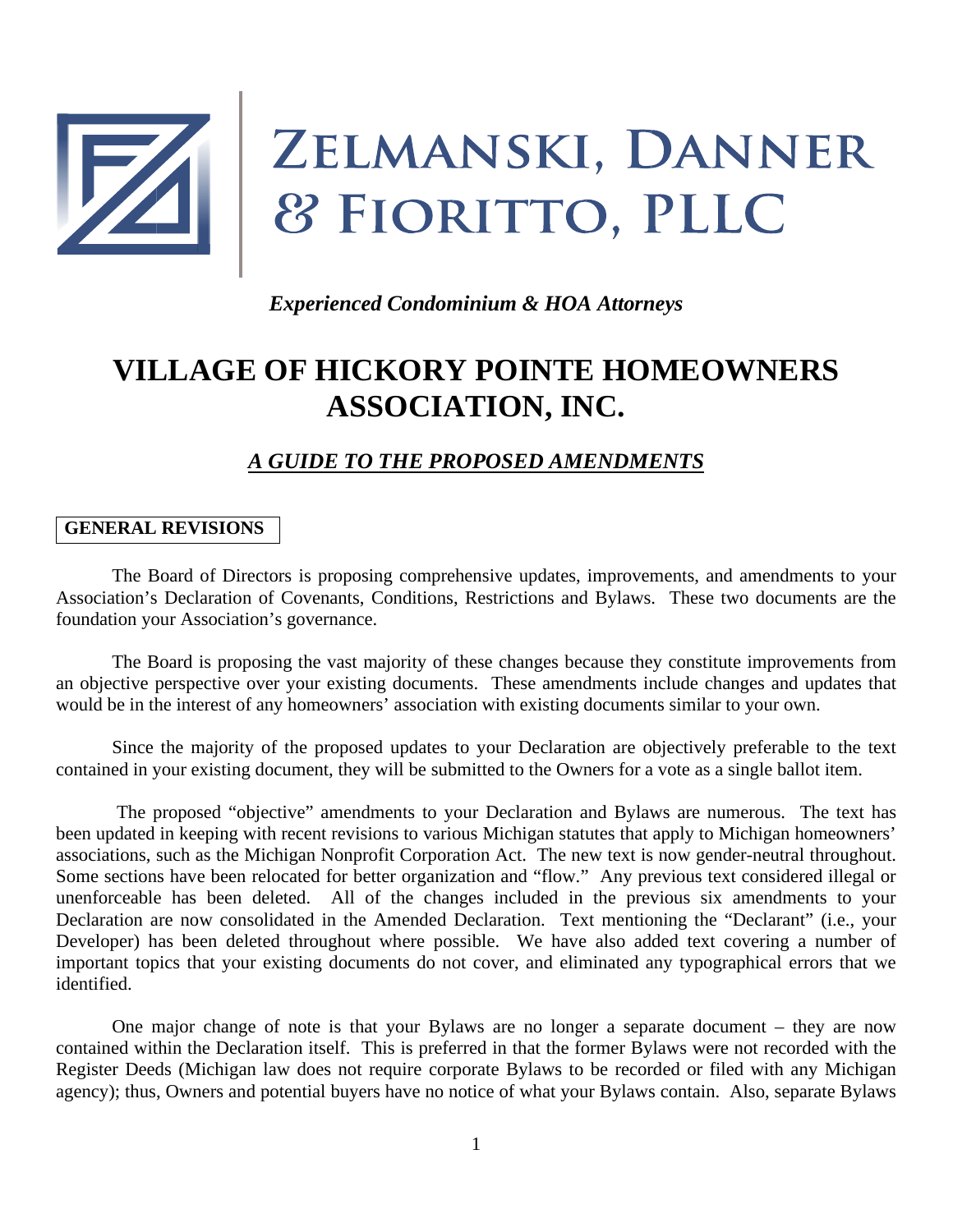# ZELMANSKI, DANNER & FIORITTO, PLLC

*Experienced Condominium & HOA Attorneys*

# VILLAGE OF HICKORY POINTE HOMEOWNERS ASSOCIATION, INC.

## *A GUIDE TO THE PROPOSED AMENDMENTS*

### GENERAL REVISIONS

The Board of Directors is proposing comprehensive updates, improvements, and amendments to your Association's Declaration of Covenants, Conditions, Restrictions and Bylaws. These two documents are the foundation your Association's governance.

The Board is proposing the vast majority of these changes because they constitute improvements from an objective perspective over your existing documents. These amendments include changes and updates that would be in the interest of any homeowners' association with existing documents similar to your own.

Since the majority of the proposed updates to your Declaration are objectively preferable to the text contained in your existing document, they will be submitted to the Owners for a vote as a single ballot item.

The proposed "objective" amendments to your Declaration and Bylaws are numerous. The text has been updated in keeping with recent revisions to various Michigan statutes that apply to Michigan homeowners' associations, such as the Michigan Nonprofit Corporation Act. The new text is now gender-neutral throughout. Some sections have been relocated for better organization and "flow." Any previous text considered illegal or unenforceable has been deleted. All of the changes included in the previous six amendments to your Declaration are now consolidated in the Amended Declaration. Text mentioning the "Declarant" (i.e., your Developer) has been deleted throughout where possible. We have also added text covering a number of important topics that your existing documents do not cover, and eliminated any typographical errors that we identified.

One major change of note is that your Bylaws are no longer a separate document – they are now contained within the Declaration itself. This is preferred in that the former Bylaws were not recorded with the Register Deeds (Michigan law does not require corporate Bylaws to be recorded or filed with any Michigan agency); thus, Owners and potential buyers have no notice of what your Bylaws contain. Also, separate Bylaws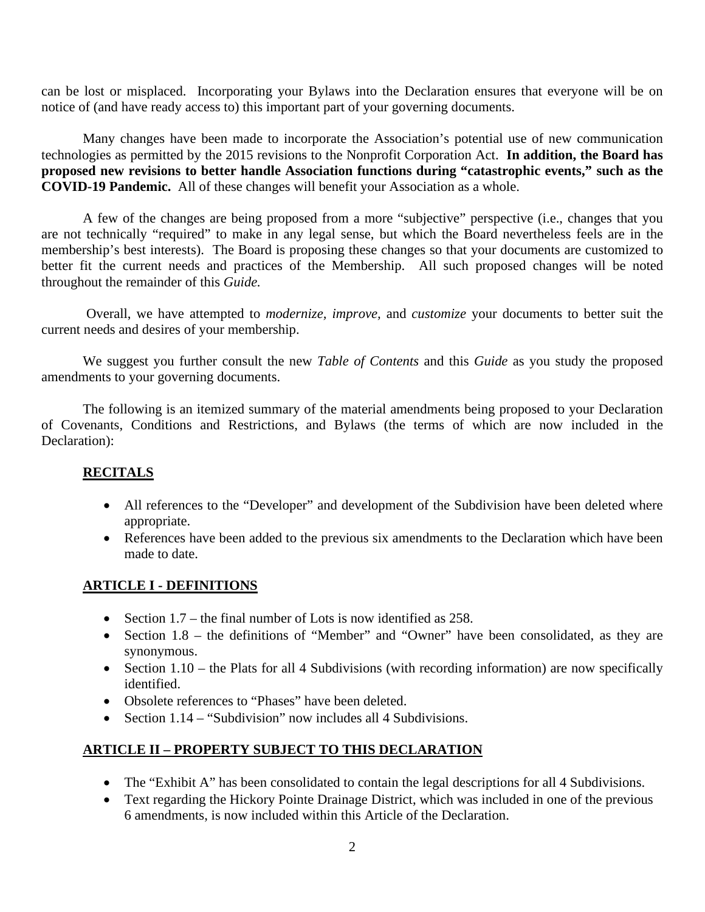can be lost or misplaced. Incorporating your Bylaws into the Declaration ensures that everyone will be on notice of (and have ready access to) this important part of your governing documents.

Many changes have been made to incorporate the Association's potential use of new communication technologies as permitted by the 2015 revisions to the Nonprofit Corporation Act. **In addition, the Board has proposed new revisions to better handle Association functions during "catastrophic events," such as the COVID-19 Pandemic.** All of these changes will benefit your Association as a whole.

A few of the changes are being proposed from a more "subjective" perspective (i.e., changes that you are not technically "required" to make in any legal sense, but which the Board nevertheless feels are in the membership's best interests). The Board is proposing these changes so that your documents are customized to better fit the current needs and practices of the Membership. All such proposed changes will be noted throughout the remainder of this *Guide.*

Overall, we have attempted to *modernize, improve,* and *customize* your documents to better suit the current needs and desires of your membership.

We suggest you further consult the new *Table of Contents* and this *Guide* as you study the proposed amendments to your governing documents.

The following is an itemized summary of the material amendments being proposed to your Declaration of Covenants, Conditions and Restrictions, and Bylaws (the terms of which are now included in the Declaration):

## RECITALS

- All references to the "Developer" and development of the Subdivision have been deleted where appropriate.
- References have been added to the previous six amendments to the Declaration which have been made to date.

## ARTICLE I - DEFINITIONS

- Section 1.7 – the final number of Lots is now identified as 258.
- Section 1.8 – the definitions of "Member" and "Owner" have been consolidated, as they are synonymous.
- Section 1.10 – the Plats for all 4 Subdivisions (with recording information) are now specifically identified.
- Obsolete references to "Phases" have been deleted.
- Section 1.14 – "Subdivision" now includes all 4 Subdivisions.

## ARTICLE II – PROPERTY SUBJECT TO THIS DECLARATION

- The "Exhibit A" has been consolidated to contain the legal descriptions for all 4 Subdivisions.
- Text regarding the Hickory Pointe Drainage District, which was included in one of the previous 6 amendments, is now included within this Article of the Declaration.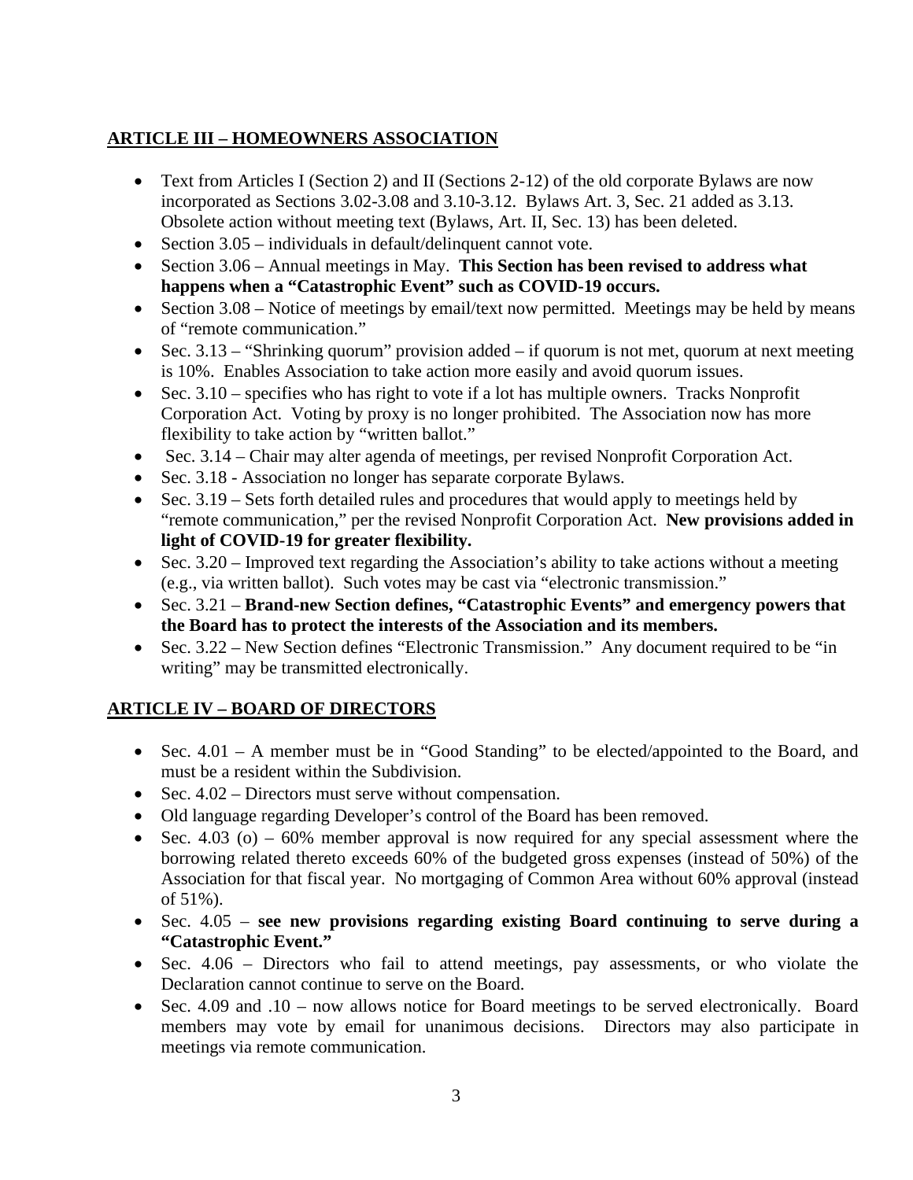## ARTICLE III – HOMEOWNERS ASSOCIATION

- Text from Articles I (Section 2) and II (Sections 2-12) of the old corporate Bylaws are now incorporated as Sections 3.02-3.08 and 3.10-3.12. Bylaws Art. 3, Sec. 21 added as 3.13. Obsolete action without meeting text (Bylaws, Art. II, Sec. 13) has been deleted.
- Section 3.05 – individuals in default/delinquent cannot vote.
- Section 3.06 – Annual meetings in May. **This Section has been revised to address what happens when a "Catastrophic Event" such as COVID-19 occurs.**
- Section 3.08 – Notice of meetings by email/text now permitted. Meetings may be held by means of "remote communication."
- Sec. 3.13 – "Shrinking quorum" provision added – if quorum is not met, quorum at next meeting is 10%. Enables Association to take action more easily and avoid quorum issues.
- Sec. 3.10 – specifies who has right to vote if a lot has multiple owners. Tracks Nonprofit Corporation Act. Voting by proxy is no longer prohibited. The Association now has more flexibility to take action by "written ballot."
- Sec. 3.14 – Chair may alter agenda of meetings, per revised Nonprofit Corporation Act.
- Sec. 3.18 - Association no longer has separate corporate Bylaws.
- Sec. 3.19 – Sets forth detailed rules and procedures that would apply to meetings held by "remote communication," per the revised Nonprofit Corporation Act. **New provisions added in light of COVID-19 for greater flexibility.**
- Sec. 3.20 – Improved text regarding the Association's ability to take actions without a meeting (e.g., via written ballot). Such votes may be cast via "electronic transmission."
- Sec. 3.21 – **Brand-new Section defines, "Catastrophic Events" and emergency powers that the Board has to protect the interests of the Association and its members.**
- Sec. 3.22 – New Section defines "Electronic Transmission." Any document required to be "in writing" may be transmitted electronically.

## ARTICLE IV – BOARD OF DIRECTORS

- Sec. 4.01 – A member must be in "Good Standing" to be elected/appointed to the Board, and must be a resident within the Subdivision.
- Sec. 4.02 – Directors must serve without compensation.
- Old language regarding Developer's control of the Board has been removed.
- Sec. 4.03 (o) – 60% member approval is now required for any special assessment where the borrowing related thereto exceeds 60% of the budgeted gross expenses (instead of 50%) of the Association for that fiscal year. No mortgaging of Common Area without 60% approval (instead of 51%).
- Sec. 4.05 – **see new provisions regarding existing Board continuing to serve during a "Catastrophic Event."**
- Sec. 4.06 – Directors who fail to attend meetings, pay assessments, or who violate the Declaration cannot continue to serve on the Board.
- Sec. 4.09 and .10 – now allows notice for Board meetings to be served electronically. Board members may vote by email for unanimous decisions. Directors may also participate in meetings via remote communication.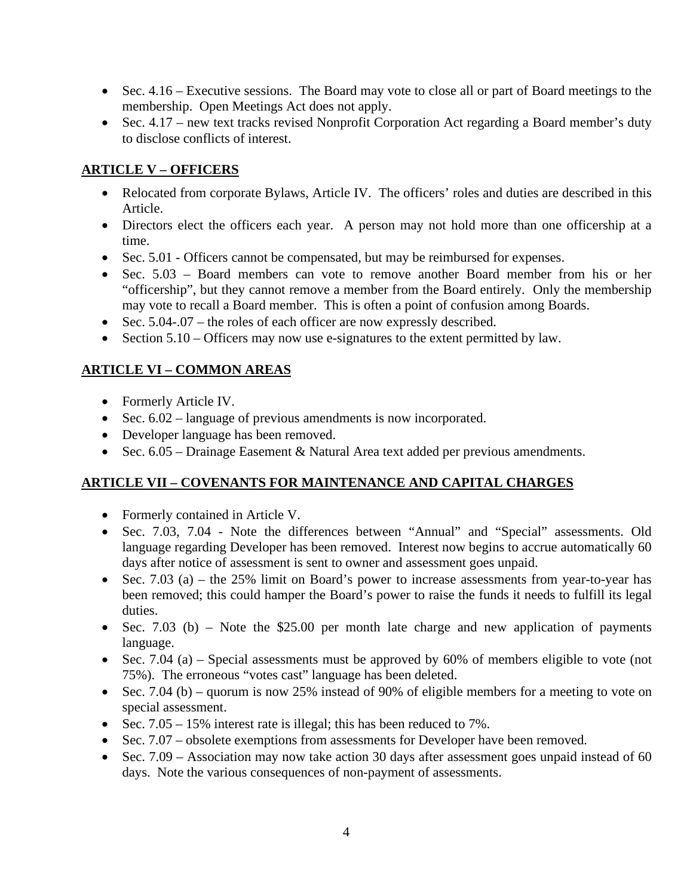- Sec. 4.16 – Executive sessions. The Board may vote to close all or part of Board meetings to the membership. Open Meetings Act does not apply.
- Sec. 4.17 – new text tracks revised Nonprofit Corporation Act regarding a Board member's duty to disclose conflicts of interest.

## ARTICLE V – OFFICERS

- Relocated from corporate Bylaws, Article IV. The officers' roles and duties are described in this Article.
- Directors elect the officers each year. A person may not hold more than one officership at a time.
- Sec. 5.01 - Officers cannot be compensated, but may be reimbursed for expenses.
- Sec. 5.03 – Board members can vote to remove another Board member from his or her "officership", but they cannot remove a member from the Board entirely. Only the membership may vote to recall a Board member. This is often a point of confusion among Boards.
- Sec. 5.04-.07 – the roles of each officer are now expressly described.
- Section 5.10 – Officers may now use e-signatures to the extent permitted by law.

## ARTICLE VI – COMMON AREAS

- Formerly Article IV.
- Sec. 6.02 – language of previous amendments is now incorporated.
- Developer language has been removed.
- Sec. 6.05 – Drainage Easement & Natural Area text added per previous amendments.

## ARTICLE VII – COVENANTS FOR MAINTENANCE AND CAPITAL CHARGES

- Formerly contained in Article V.
- Sec. 7.03, 7.04 - Note the differences between "Annual" and "Special" assessments. Old language regarding Developer has been removed. Interest now begins to accrue automatically 60 days after notice of assessment is sent to owner and assessment goes unpaid.
- Sec. 7.03 (a) – the 25% limit on Board's power to increase assessments from year-to-year has been removed; this could hamper the Board's power to raise the funds it needs to fulfill its legal duties.
- Sec. 7.03 (b) – Note the $25.00 per month late charge and new application of payments language.
- Sec. 7.04 (a) – Special assessments must be approved by 60% of members eligible to vote (not 75%). The erroneous "votes cast" language has been deleted.
- Sec. 7.04 (b) – quorum is now 25% instead of 90% of eligible members for a meeting to vote on special assessment.
- Sec. 7.05 – 15% interest rate is illegal; this has been reduced to 7%.
- Sec. 7.07 – obsolete exemptions from assessments for Developer have been removed.
- Sec. 7.09 – Association may now take action 30 days after assessment goes unpaid instead of 60 days. Note the various consequences of non-payment of assessments.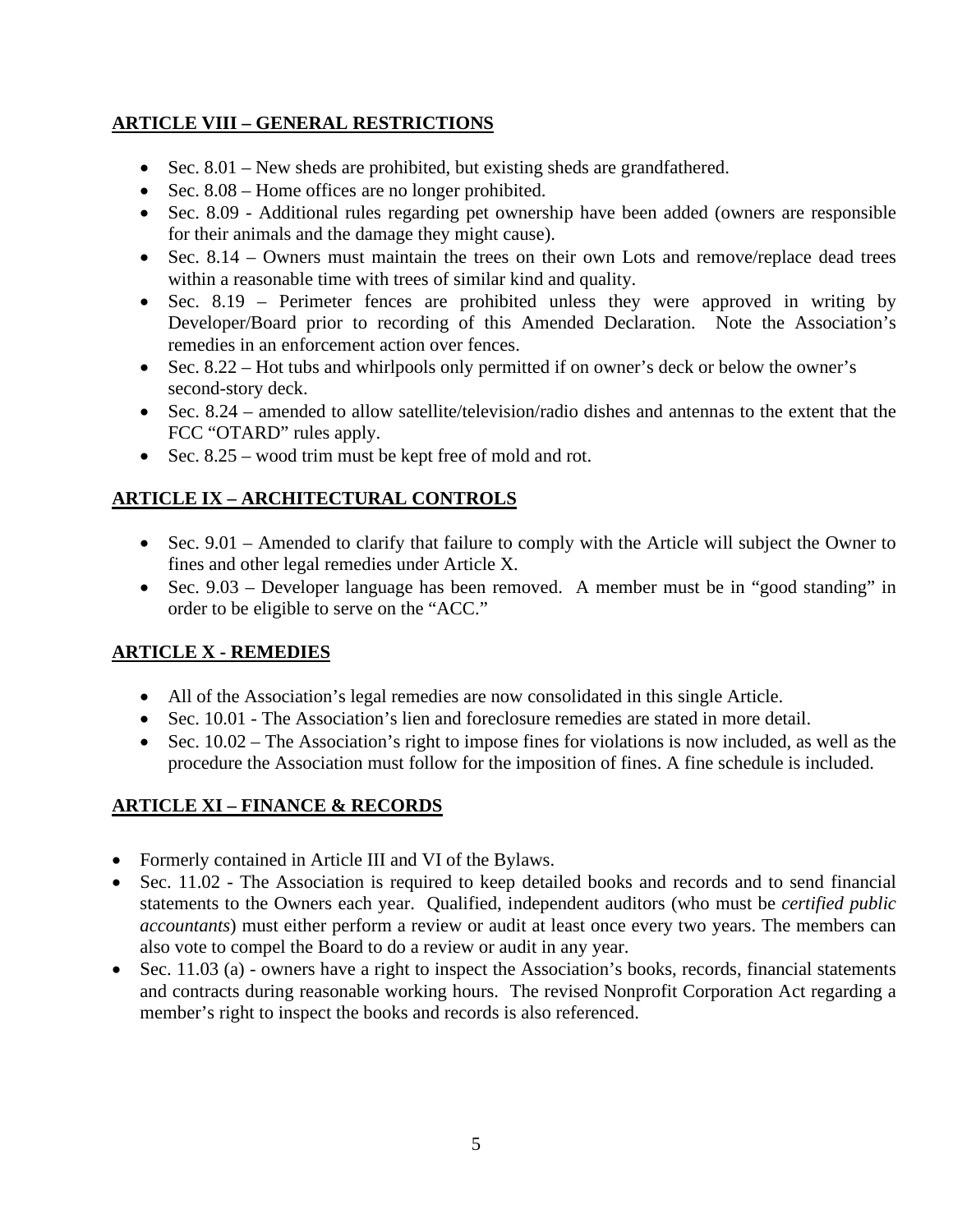## <u>ARTICLE VIII – GENERAL RESTRICTIONS</u>

- Sec. 8.01 – New sheds are prohibited, but existing sheds are grandfathered.
- Sec. 8.08 – Home offices are no longer prohibited.
- Sec. 8.09 - Additional rules regarding pet ownership have been added (owners are responsible for their animals and the damage they might cause).
- Sec. 8.14 – Owners must maintain the trees on their own Lots and remove/replace dead trees within a reasonable time with trees of similar kind and quality.
- Sec. 8.19 – Perimeter fences are prohibited unless they were approved in writing by Developer/Board prior to recording of this Amended Declaration. Note the Association's remedies in an enforcement action over fences.
- Sec. 8.22 – Hot tubs and whirlpools only permitted if on owner's deck or below the owner's second-story deck.
- Sec. 8.24 – amended to allow satellite/television/radio dishes and antennas to the extent that the FCC "OTARD" rules apply.
- Sec. 8.25 – wood trim must be kept free of mold and rot.

## <u>ARTICLE IX – ARCHITECTURAL CONTROLS</u>

- Sec. 9.01 – Amended to clarify that failure to comply with the Article will subject the Owner to fines and other legal remedies under Article X.
- Sec. 9.03 – Developer language has been removed. A member must be in "good standing" in order to be eligible to serve on the "ACC."

## <u>ARTICLE X - REMEDIES</u>

- All of the Association's legal remedies are now consolidated in this single Article.
- Sec. 10.01 - The Association's lien and foreclosure remedies are stated in more detail.
- Sec. 10.02 – The Association's right to impose fines for violations is now included, as well as the procedure the Association must follow for the imposition of fines. A fine schedule is included.

## <u>ARTICLE XI – FINANCE & RECORDS</u>

- Formerly contained in Article III and VI of the Bylaws.
- Sec. 11.02 - The Association is required to keep detailed books and records and to send financial statements to the Owners each year. Qualified, independent auditors (who must be *certified public accountants*) must either perform a review or audit at least once every two years. The members can also vote to compel the Board to do a review or audit in any year.
- Sec. 11.03 (a) - owners have a right to inspect the Association's books, records, financial statements and contracts during reasonable working hours. The revised Nonprofit Corporation Act regarding a member's right to inspect the books and records is also referenced.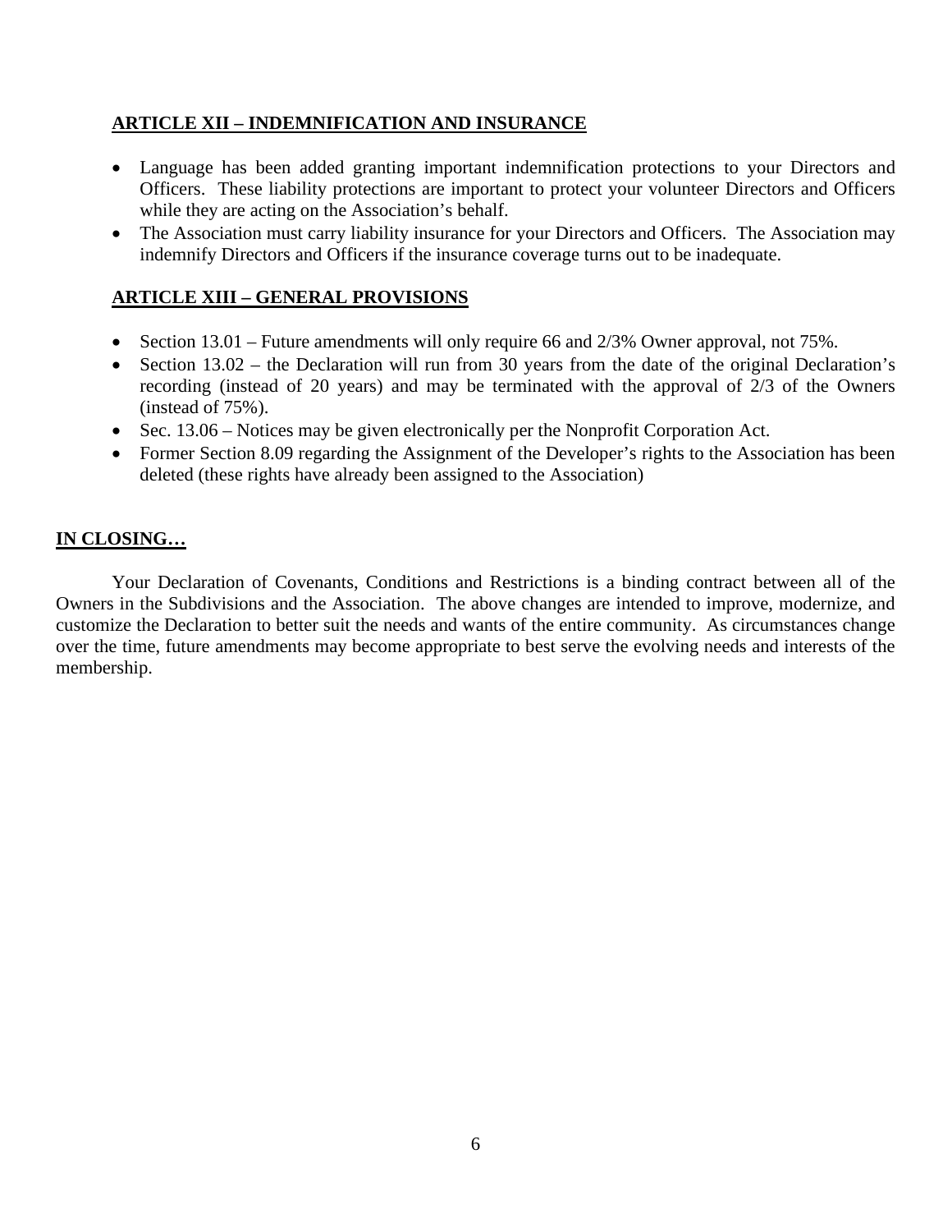## ARTICLE XII – INDEMNIFICATION AND INSURANCE

- Language has been added granting important indemnification protections to your Directors and Officers. These liability protections are important to protect your volunteer Directors and Officers while they are acting on the Association's behalf.
- The Association must carry liability insurance for your Directors and Officers. The Association may indemnify Directors and Officers if the insurance coverage turns out to be inadequate.

## ARTICLE XIII – GENERAL PROVISIONS

- Section 13.01 – Future amendments will only require 66 and 2/3% Owner approval, not 75%.
- Section 13.02 – the Declaration will run from 30 years from the date of the original Declaration's recording (instead of 20 years) and may be terminated with the approval of 2/3 of the Owners (instead of 75%).
- Sec. 13.06 – Notices may be given electronically per the Nonprofit Corporation Act.
- Former Section 8.09 regarding the Assignment of the Developer's rights to the Association has been deleted (these rights have already been assigned to the Association)

## IN CLOSING…

Your Declaration of Covenants, Conditions and Restrictions is a binding contract between all of the Owners in the Subdivisions and the Association. The above changes are intended to improve, modernize, and customize the Declaration to better suit the needs and wants of the entire community. As circumstances change over the time, future amendments may become appropriate to best serve the evolving needs and interests of the membership.